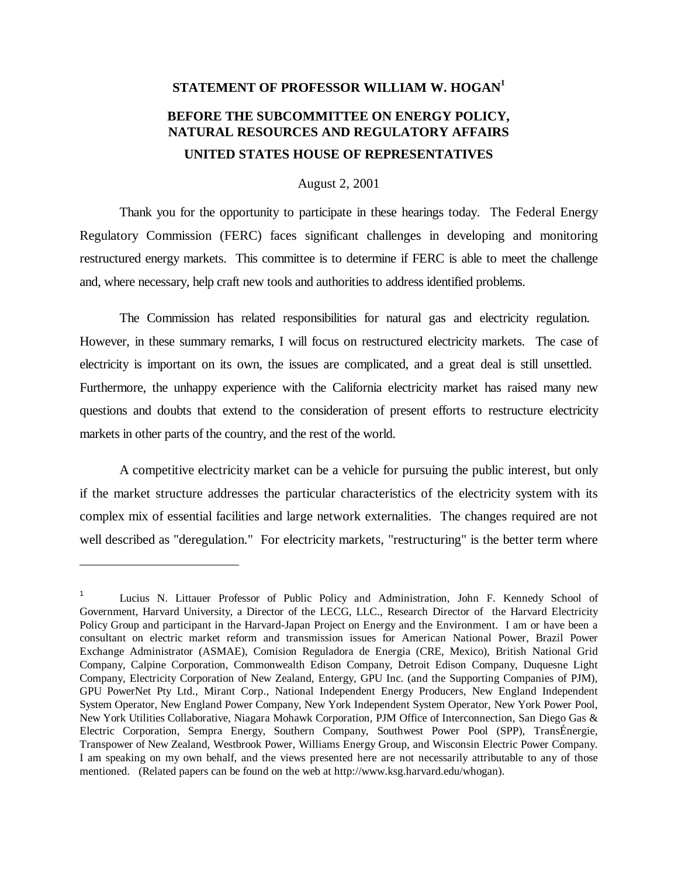# STATEMENT OF PROFESSOR WILLIAM W. HOGAN[1]

## BEFORE THE SUBCOMMITTEE ON ENERGY POLICY, NATURAL RESOURCES AND REGULATORY AFFAIRS

## UNITED STATES HOUSE OF REPRESENTATIVES

August 2, 2001

Thank you for the opportunity to participate in these hearings today. The Federal Energy Regulatory Commission (FERC) faces significant challenges in developing and monitoring restructured energy markets. This committee is to determine if FERC is able to meet the challenge and, where necessary, help craft new tools and authorities to address identified problems.

The Commission has related responsibilities for natural gas and electricity regulation. However, in these summary remarks, I will focus on restructured electricity markets. The case of electricity is important on its own, the issues are complicated, and a great deal is still unsettled. Furthermore, the unhappy experience with the California electricity market has raised many new questions and doubts that extend to the consideration of present efforts to restructure electricity markets in other parts of the country, and the rest of the world.

A competitive electricity market can be a vehicle for pursuing the public interest, but only if the market structure addresses the particular characteristics of the electricity system with its complex mix of essential facilities and large network externalities. The changes required are not well described as "deregulation." For electricity markets, "restructuring" is the better term where

---

[1] Lucius N. Littauer Professor of Public Policy and Administration, John F. Kennedy School of Government, Harvard University, a Director of the LECG, LLC., Research Director of the Harvard Electricity Policy Group and participant in the Harvard-Japan Project on Energy and the Environment. I am or have been a consultant on electric market reform and transmission issues for American National Power, Brazil Power Exchange Administrator (ASMAE), Comision Reguladora de Energia (CRE, Mexico), British National Grid Company, Calpine Corporation, Commonwealth Edison Company, Detroit Edison Company, Duquesne Light Company, Electricity Corporation of New Zealand, Entergy, GPU Inc. (and the Supporting Companies of PJM), GPU PowerNet Pty Ltd., Mirant Corp., National Independent Energy Producers, New England Independent System Operator, New England Power Company, New York Independent System Operator, New York Power Pool, New York Utilities Collaborative, Niagara Mohawk Corporation, PJM Office of Interconnection, San Diego Gas & Electric Corporation, Sempra Energy, Southern Company, Southwest Power Pool (SPP), TransÉnergie, Transpower of New Zealand, Westbrook Power, Williams Energy Group, and Wisconsin Electric Power Company. I am speaking on my own behalf, and the views presented here are not necessarily attributable to any of those mentioned. (Related papers can be found on the web at http://www.ksg.harvard.edu/whogan).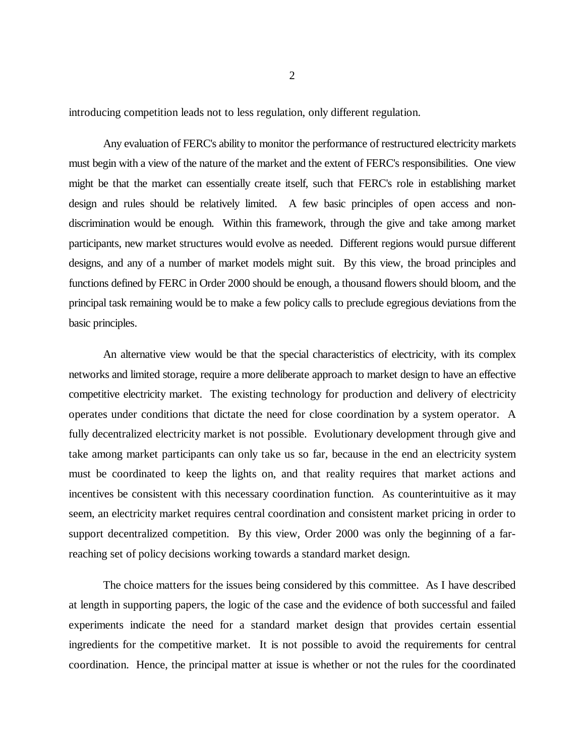introducing competition leads not to less regulation, only different regulation.

Any evaluation of FERC's ability to monitor the performance of restructured electricity markets must begin with a view of the nature of the market and the extent of FERC's responsibilities. One view might be that the market can essentially create itself, such that FERC's role in establishing market design and rules should be relatively limited. A few basic principles of open access and non-discrimination would be enough. Within this framework, through the give and take among market participants, new market structures would evolve as needed. Different regions would pursue different designs, and any of a number of market models might suit. By this view, the broad principles and functions defined by FERC in Order 2000 should be enough, a thousand flowers should bloom, and the principal task remaining would be to make a few policy calls to preclude egregious deviations from the basic principles.

An alternative view would be that the special characteristics of electricity, with its complex networks and limited storage, require a more deliberate approach to market design to have an effective competitive electricity market. The existing technology for production and delivery of electricity operates under conditions that dictate the need for close coordination by a system operator. A fully decentralized electricity market is not possible. Evolutionary development through give and take among market participants can only take us so far, because in the end an electricity system must be coordinated to keep the lights on, and that reality requires that market actions and incentives be consistent with this necessary coordination function. As counterintuitive as it may seem, an electricity market requires central coordination and consistent market pricing in order to support decentralized competition. By this view, Order 2000 was only the beginning of a far-reaching set of policy decisions working towards a standard market design.

The choice matters for the issues being considered by this committee. As I have described at length in supporting papers, the logic of the case and the evidence of both successful and failed experiments indicate the need for a standard market design that provides certain essential ingredients for the competitive market. It is not possible to avoid the requirements for central coordination. Hence, the principal matter at issue is whether or not the rules for the coordinated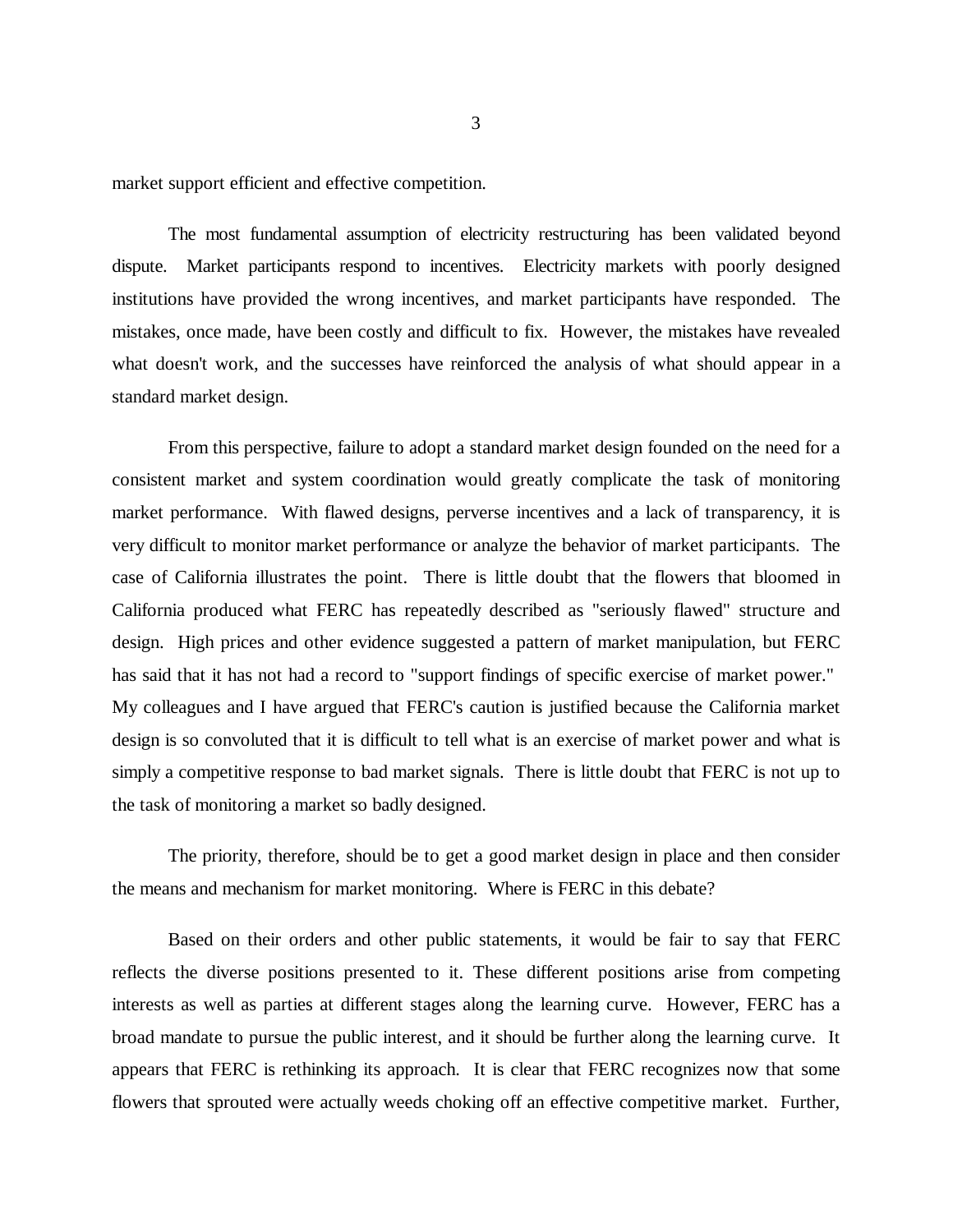market support efficient and effective competition.

The most fundamental assumption of electricity restructuring has been validated beyond dispute. Market participants respond to incentives. Electricity markets with poorly designed institutions have provided the wrong incentives, and market participants have responded. The mistakes, once made, have been costly and difficult to fix. However, the mistakes have revealed what doesn't work, and the successes have reinforced the analysis of what should appear in a standard market design.

From this perspective, failure to adopt a standard market design founded on the need for a consistent market and system coordination would greatly complicate the task of monitoring market performance. With flawed designs, perverse incentives and a lack of transparency, it is very difficult to monitor market performance or analyze the behavior of market participants. The case of California illustrates the point. There is little doubt that the flowers that bloomed in California produced what FERC has repeatedly described as "seriously flawed" structure and design. High prices and other evidence suggested a pattern of market manipulation, but FERC has said that it has not had a record to "support findings of specific exercise of market power." My colleagues and I have argued that FERC's caution is justified because the California market design is so convoluted that it is difficult to tell what is an exercise of market power and what is simply a competitive response to bad market signals. There is little doubt that FERC is not up to the task of monitoring a market so badly designed.

The priority, therefore, should be to get a good market design in place and then consider the means and mechanism for market monitoring. Where is FERC in this debate?

Based on their orders and other public statements, it would be fair to say that FERC reflects the diverse positions presented to it. These different positions arise from competing interests as well as parties at different stages along the learning curve. However, FERC has a broad mandate to pursue the public interest, and it should be further along the learning curve. It appears that FERC is rethinking its approach. It is clear that FERC recognizes now that some flowers that sprouted were actually weeds choking off an effective competitive market. Further,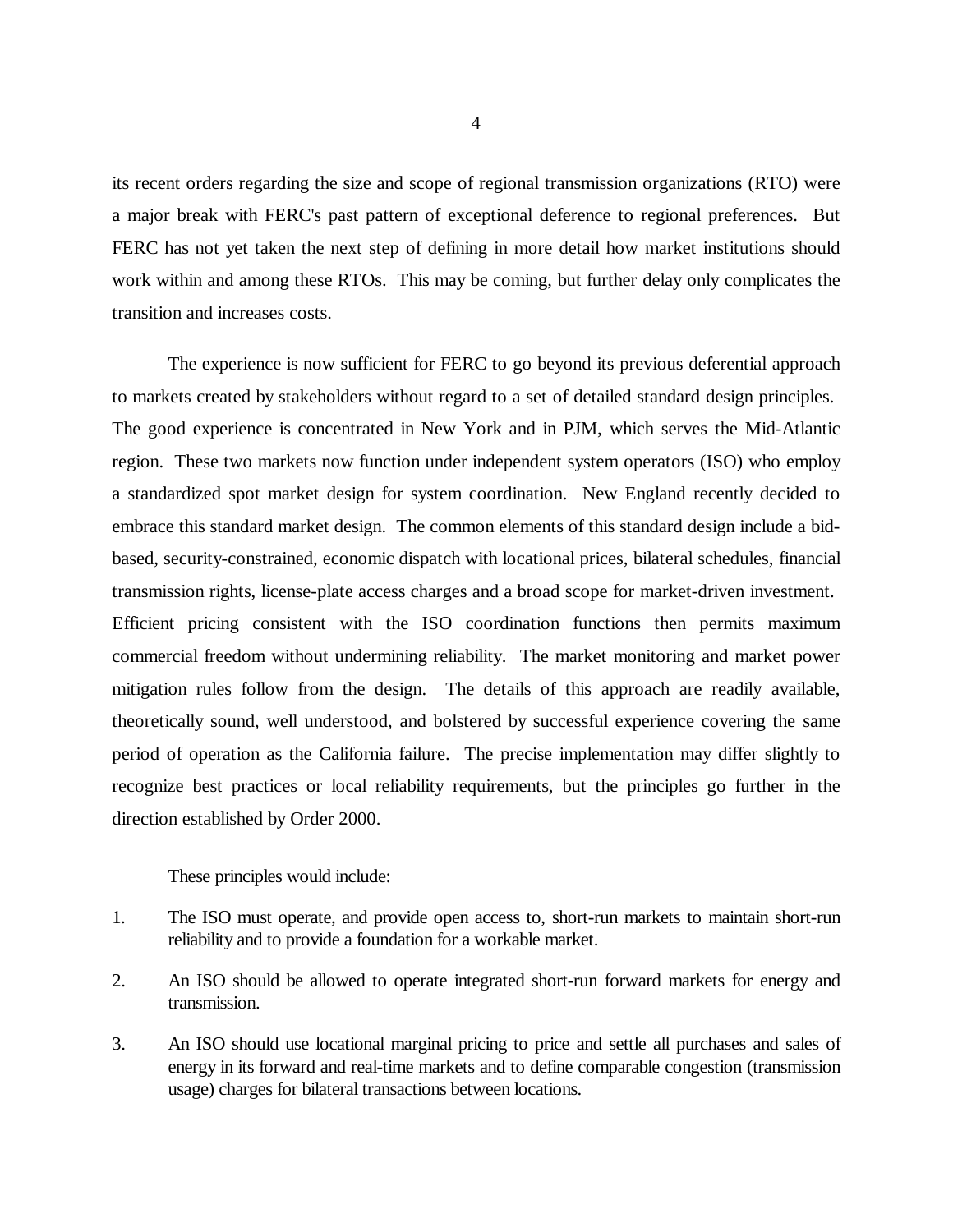its recent orders regarding the size and scope of regional transmission organizations (RTO) were a major break with FERC's past pattern of exceptional deference to regional preferences. But FERC has not yet taken the next step of defining in more detail how market institutions should work within and among these RTOs. This may be coming, but further delay only complicates the transition and increases costs.

The experience is now sufficient for FERC to go beyond its previous deferential approach to markets created by stakeholders without regard to a set of detailed standard design principles. The good experience is concentrated in New York and in PJM, which serves the Mid-Atlantic region. These two markets now function under independent system operators (ISO) who employ a standardized spot market design for system coordination. New England recently decided to embrace this standard market design. The common elements of this standard design include a bid-based, security-constrained, economic dispatch with locational prices, bilateral schedules, financial transmission rights, license-plate access charges and a broad scope for market-driven investment. Efficient pricing consistent with the ISO coordination functions then permits maximum commercial freedom without undermining reliability. The market monitoring and market power mitigation rules follow from the design. The details of this approach are readily available, theoretically sound, well understood, and bolstered by successful experience covering the same period of operation as the California failure. The precise implementation may differ slightly to recognize best practices or local reliability requirements, but the principles go further in the direction established by Order 2000.

These principles would include:

1. The ISO must operate, and provide open access to, short-run markets to maintain short-run reliability and to provide a foundation for a workable market.
2. An ISO should be allowed to operate integrated short-run forward markets for energy and transmission.
3. An ISO should use locational marginal pricing to price and settle all purchases and sales of energy in its forward and real-time markets and to define comparable congestion (transmission usage) charges for bilateral transactions between locations.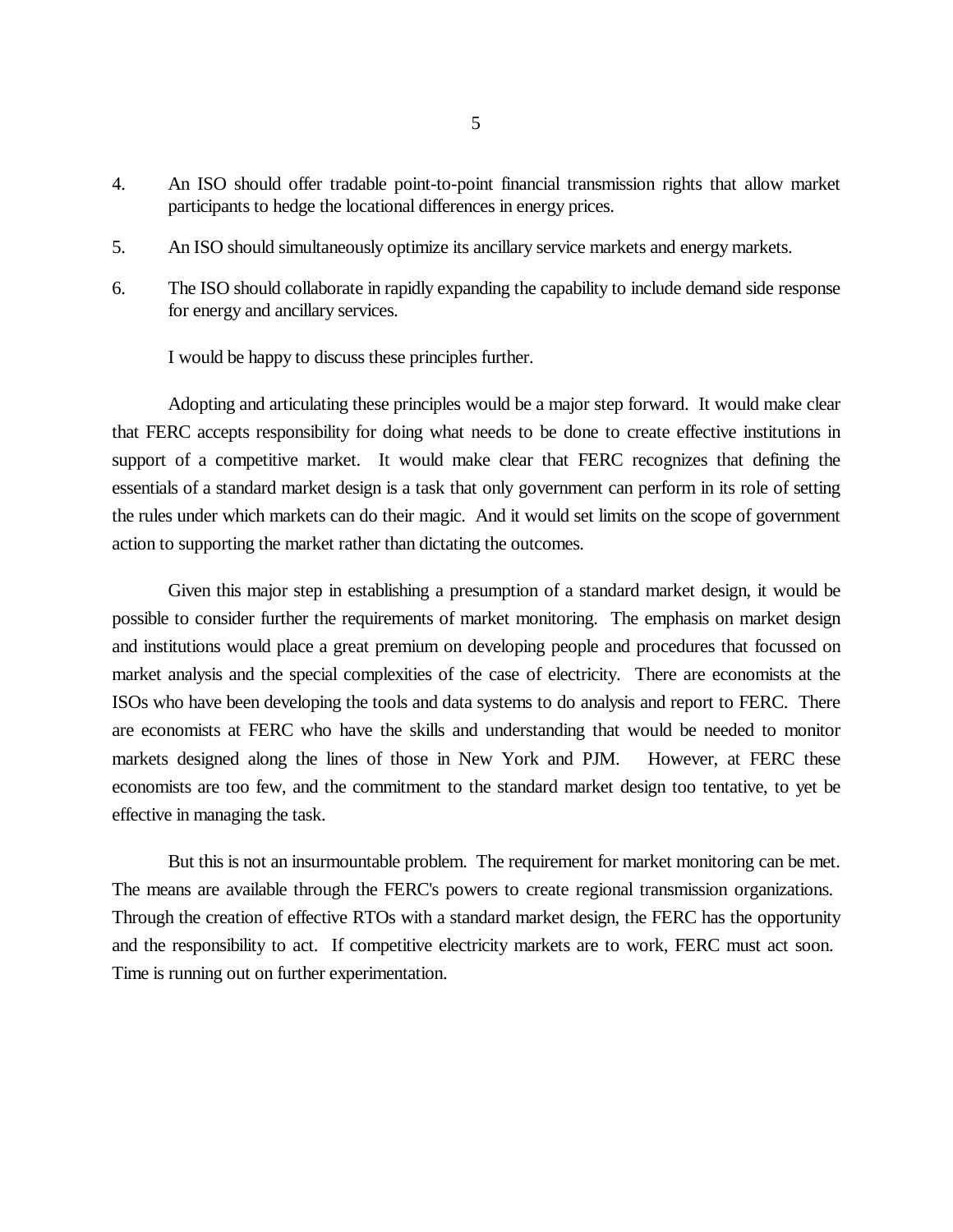4. An ISO should offer tradable point-to-point financial transmission rights that allow market participants to hedge the locational differences in energy prices.

5. An ISO should simultaneously optimize its ancillary service markets and energy markets.

6. The ISO should collaborate in rapidly expanding the capability to include demand side response for energy and ancillary services.

I would be happy to discuss these principles further.

Adopting and articulating these principles would be a major step forward. It would make clear that FERC accepts responsibility for doing what needs to be done to create effective institutions in support of a competitive market. It would make clear that FERC recognizes that defining the essentials of a standard market design is a task that only government can perform in its role of setting the rules under which markets can do their magic. And it would set limits on the scope of government action to supporting the market rather than dictating the outcomes.

Given this major step in establishing a presumption of a standard market design, it would be possible to consider further the requirements of market monitoring. The emphasis on market design and institutions would place a great premium on developing people and procedures that focussed on market analysis and the special complexities of the case of electricity. There are economists at the ISOs who have been developing the tools and data systems to do analysis and report to FERC. There are economists at FERC who have the skills and understanding that would be needed to monitor markets designed along the lines of those in New York and PJM. However, at FERC these economists are too few, and the commitment to the standard market design too tentative, to yet be effective in managing the task.

But this is not an insurmountable problem. The requirement for market monitoring can be met. The means are available through the FERC's powers to create regional transmission organizations. Through the creation of effective RTOs with a standard market design, the FERC has the opportunity and the responsibility to act. If competitive electricity markets are to work, FERC must act soon. Time is running out on further experimentation.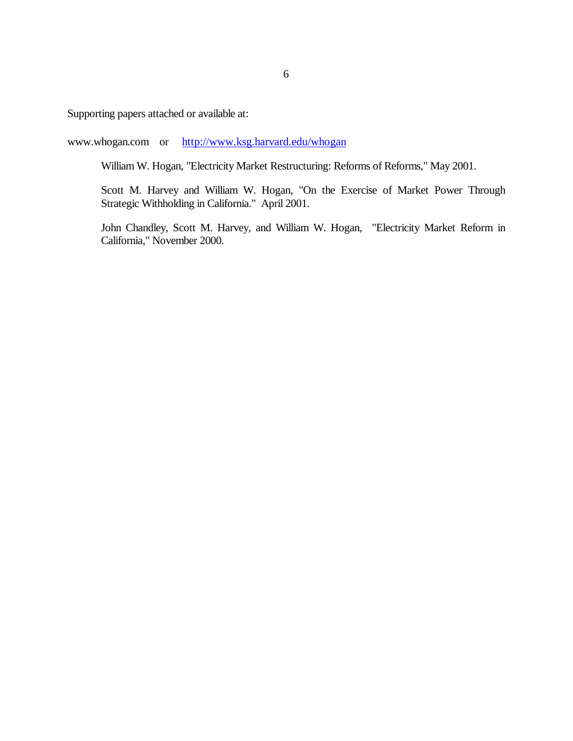Supporting papers attached or available at:

www.whogan.com or [http://www.ksg.harvard.edu/whogan](http://www.ksg.harvard.edu/whogan)

> William W. Hogan, "Electricity Market Restructuring: Reforms of Reforms," May 2001.
>
> Scott M. Harvey and William W. Hogan, "On the Exercise of Market Power Through Strategic Withholding in California." April 2001.
>
> John Chandley, Scott M. Harvey, and William W. Hogan, "Electricity Market Reform in California," November 2000.